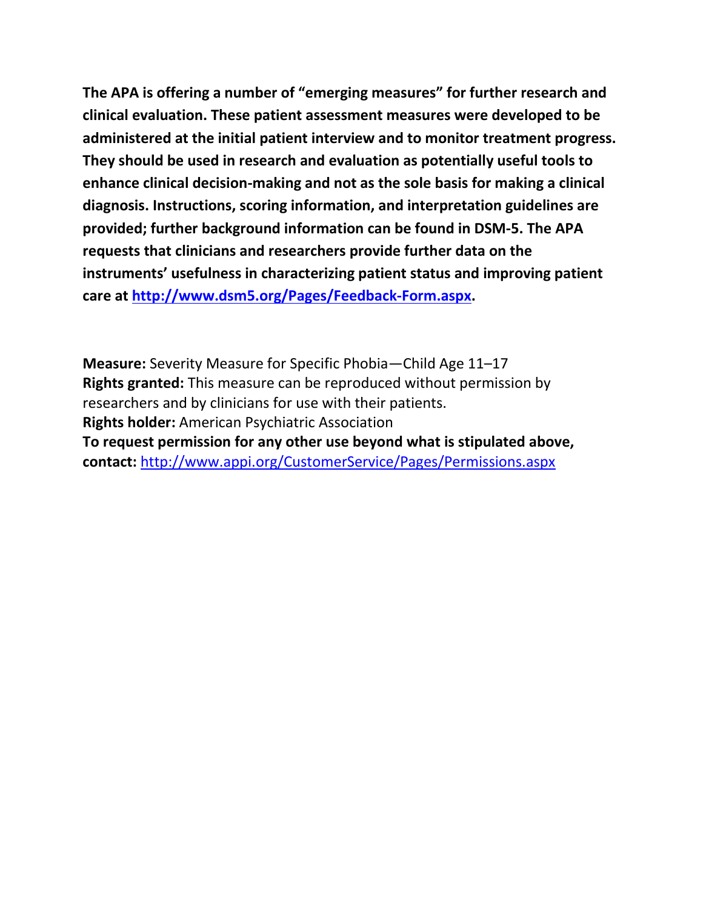**The APA is offering a number of "emerging measures" for further research and clinical evaluation. These patient assessment measures were developed to be administered at the initial patient interview and to monitor treatment progress. They should be used in research and evaluation as potentially useful tools to enhance clinical decision-making and not as the sole basis for making a clinical diagnosis. Instructions, scoring information, and interpretation guidelines are provided; further background information can be found in DSM-5. The APA requests that clinicians and researchers provide further data on the instruments' usefulness in characterizing patient status and improving patient care at [http://www.dsm5.org/Pages/Feedback-Form.aspx](http://www.dsm5.org/Pages/Feedback-Form.aspx).**

**Measure:** Severity Measure for Specific Phobia—Child Age 11–17
**Rights granted:** This measure can be reproduced without permission by researchers and by clinicians for use with their patients.
**Rights holder:** American Psychiatric Association
**To request permission for any other use beyond what is stipulated above, contact:** [http://www.appi.org/CustomerService/Pages/Permissions.aspx](http://www.appi.org/CustomerService/Pages/Permissions.aspx)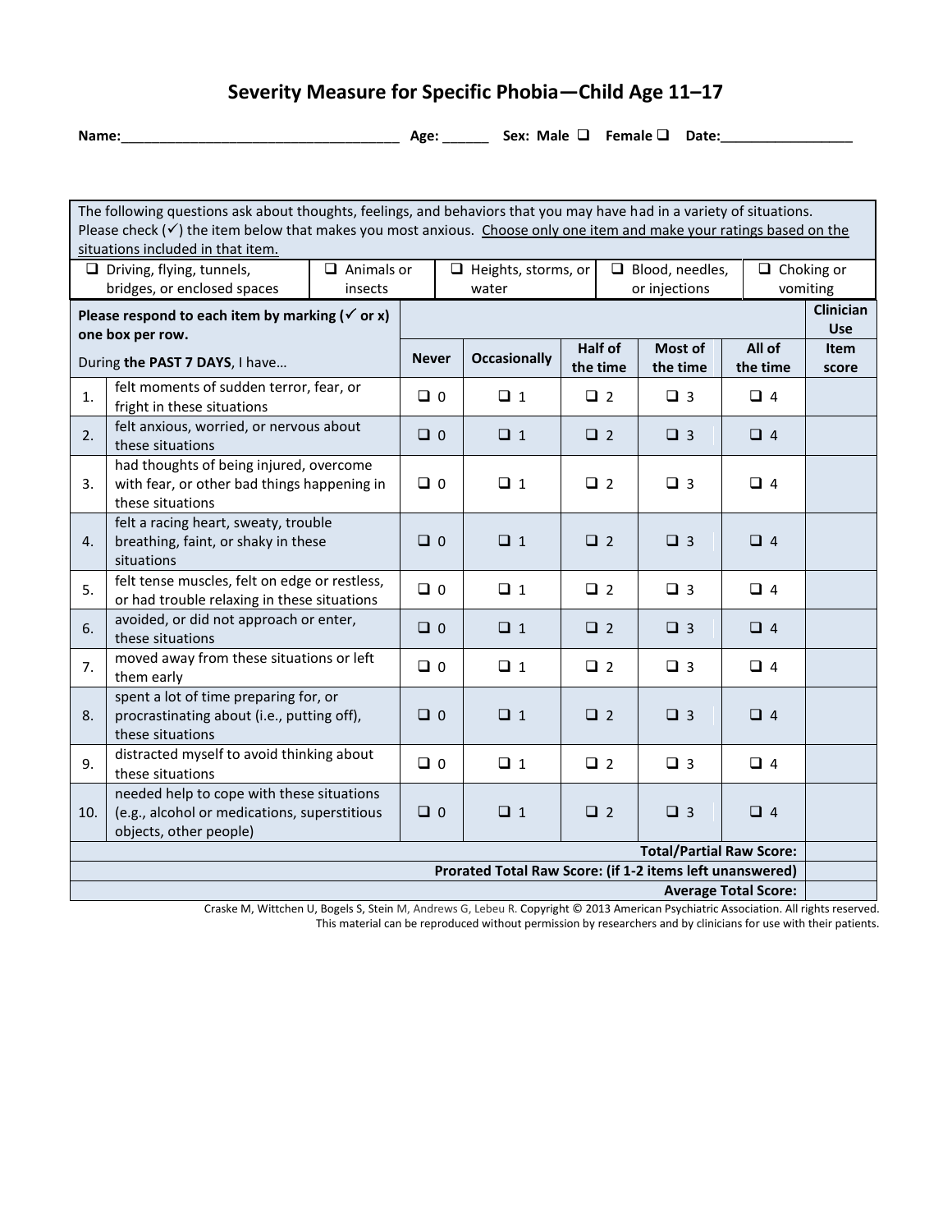# Severity Measure for Specific Phobia—Child Age 11–17

**Name:**\_\_\_\_\_\_\_\_\_\_\_\_\_\_\_\_\_\_\_\_\_\_\_\_\_\_\_\_\_\_\_\_\_\_\_\_ **Age:** \_\_\_\_\_\_ **Sex: Male** ❑ **Female** ❑ **Date:**\_\_\_\_\_\_\_\_\_\_\_\_\_\_\_\_\_

The following questions ask about thoughts, feelings, and behaviors that you may have had in a variety of situations. Please check (✓) the item below that makes you most anxious. Choose only one item and make your ratings based on the situations included in that item.

| ❑ Driving, flying, tunnels, bridges, or enclosed spaces | ❑ Animals or insects | ❑ Heights, storms, or water | ❑ Blood, needles, or injections | ❑ Choking or vomiting |
|---|---|---|---|---|

| | **Please respond to each item by marking (✓ or x) one box per row.** During **the PAST 7 DAYS**, I have… | **Never** | **Occasionally** | **Half of the time** | **Most of the time** | **All of the time** | **Clinician Use Item score** |
|---|---|---|---|---|---|---|---|
| 1. | felt moments of sudden terror, fear, or fright in these situations | ❑ 0 | ❑ 1 | ❑ 2 | ❑ 3 | ❑ 4 | |
| 2. | felt anxious, worried, or nervous about these situations | ❑ 0 | ❑ 1 | ❑ 2 | ❑ 3 | ❑ 4 | |
| 3. | had thoughts of being injured, overcome with fear, or other bad things happening in these situations | ❑ 0 | ❑ 1 | ❑ 2 | ❑ 3 | ❑ 4 | |
| 4. | felt a racing heart, sweaty, trouble breathing, faint, or shaky in these situations | ❑ 0 | ❑ 1 | ❑ 2 | ❑ 3 | ❑ 4 | |
| 5. | felt tense muscles, felt on edge or restless, or had trouble relaxing in these situations | ❑ 0 | ❑ 1 | ❑ 2 | ❑ 3 | ❑ 4 | |
| 6. | avoided, or did not approach or enter, these situations | ❑ 0 | ❑ 1 | ❑ 2 | ❑ 3 | ❑ 4 | |
| 7. | moved away from these situations or left them early | ❑ 0 | ❑ 1 | ❑ 2 | ❑ 3 | ❑ 4 | |
| 8. | spent a lot of time preparing for, or procrastinating about (i.e., putting off), these situations | ❑ 0 | ❑ 1 | ❑ 2 | ❑ 3 | ❑ 4 | |
| 9. | distracted myself to avoid thinking about these situations | ❑ 0 | ❑ 1 | ❑ 2 | ❑ 3 | ❑ 4 | |
| 10. | needed help to cope with these situations (e.g., alcohol or medications, superstitious objects, other people) | ❑ 0 | ❑ 1 | ❑ 2 | ❑ 3 | ❑ 4 | |
| | | | | | | **Total/Partial Raw Score:** | |
| | | | | | | **Prorated Total Raw Score: (if 1-2 items left unanswered)** | |
| | | | | | | **Average Total Score:** | |

Craske M, Wittchen U, Bogels S, Stein M, Andrews G, Lebeu R. Copyright © 2013 American Psychiatric Association. All rights reserved.
This material can be reproduced without permission by researchers and by clinicians for use with their patients.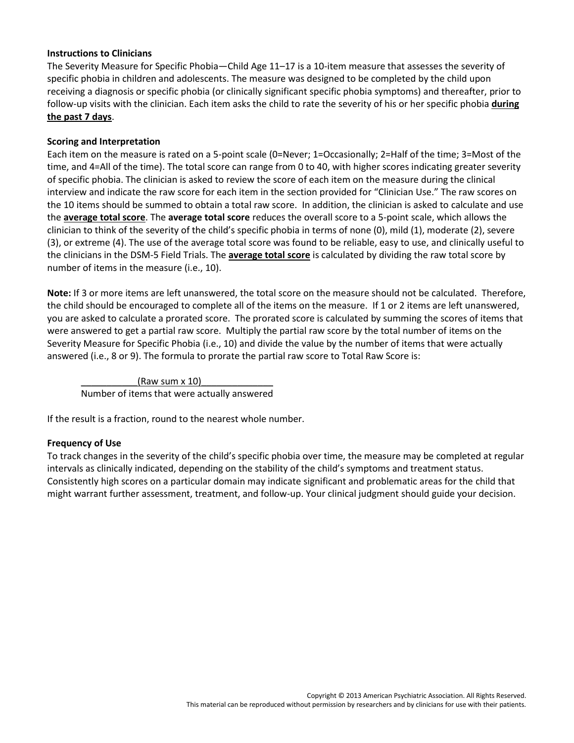**Instructions to Clinicians**

The Severity Measure for Specific Phobia—Child Age 11–17 is a 10-item measure that assesses the severity of specific phobia in children and adolescents. The measure was designed to be completed by the child upon receiving a diagnosis or specific phobia (or clinically significant specific phobia symptoms) and thereafter, prior to follow-up visits with the clinician. Each item asks the child to rate the severity of his or her specific phobia **during the past 7 days**.

**Scoring and Interpretation**

Each item on the measure is rated on a 5-point scale (0=Never; 1=Occasionally; 2=Half of the time; 3=Most of the time, and 4=All of the time). The total score can range from 0 to 40, with higher scores indicating greater severity of specific phobia. The clinician is asked to review the score of each item on the measure during the clinical interview and indicate the raw score for each item in the section provided for "Clinician Use." The raw scores on the 10 items should be summed to obtain a total raw score. In addition, the clinician is asked to calculate and use the **average total score**. The **average total score** reduces the overall score to a 5-point scale, which allows the clinician to think of the severity of the child's specific phobia in terms of none (0), mild (1), moderate (2), severe (3), or extreme (4). The use of the average total score was found to be reliable, easy to use, and clinically useful to the clinicians in the DSM-5 Field Trials. The **average total score** is calculated by dividing the raw total score by number of items in the measure (i.e., 10).

**Note:** If 3 or more items are left unanswered, the total score on the measure should not be calculated. Therefore, the child should be encouraged to complete all of the items on the measure. If 1 or 2 items are left unanswered, you are asked to calculate a prorated score. The prorated score is calculated by summing the scores of items that were answered to get a partial raw score. Multiply the partial raw score by the total number of items on the Severity Measure for Specific Phobia (i.e., 10) and divide the value by the number of items that were actually answered (i.e., 8 or 9). The formula to prorate the partial raw score to Total Raw Score is:

$$\frac{\text{(Raw sum x 10)}}{\text{Number of items that were actually answered}}$$

If the result is a fraction, round to the nearest whole number.

**Frequency of Use**

To track changes in the severity of the child's specific phobia over time, the measure may be completed at regular intervals as clinically indicated, depending on the stability of the child's symptoms and treatment status. Consistently high scores on a particular domain may indicate significant and problematic areas for the child that might warrant further assessment, treatment, and follow-up. Your clinical judgment should guide your decision.

Copyright © 2013 American Psychiatric Association. All Rights Reserved.
This material can be reproduced without permission by researchers and by clinicians for use with their patients.